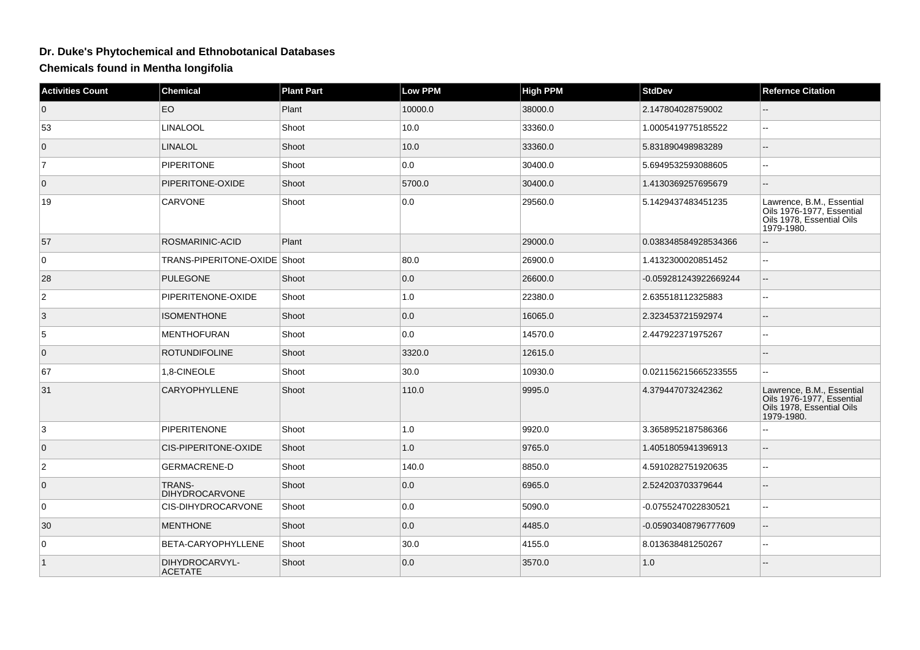# Dr. Duke's Phytochemical and Ethnobotanical Databases

## Chemicals found in Mentha longifolia

| Activities Count | Chemical | Plant Part | Low PPM | High PPM | StdDev | Refernce Citation |
|---|---|---|---|---|---|---|
| 0 | EO | Plant | 10000.0 | 38000.0 | 2.147804028759002 | -- |
| 53 | LINALOOL | Shoot | 10.0 | 33360.0 | 1.0005419775185522 | -- |
| 0 | LINALOL | Shoot | 10.0 | 33360.0 | 5.831890498983289 | -- |
| 7 | PIPERITONE | Shoot | 0.0 | 30400.0 | 5.6949532593088605 | -- |
| 0 | PIPERITONE-OXIDE | Shoot | 5700.0 | 30400.0 | 1.4130369257695679 | -- |
| 19 | CARVONE | Shoot | 0.0 | 29560.0 | 5.1429437483451235 | Lawrence, B.M., Essential Oils 1976-1977, Essential Oils 1978, Essential Oils 1979-1980. |
| 57 | ROSMARINIC-ACID | Plant | | 29000.0 | 0.038348584928534366 | -- |
| 0 | TRANS-PIPERITONE-OXIDE | Shoot | 80.0 | 26900.0 | 1.4132300020851452 | -- |
| 28 | PULEGONE | Shoot | 0.0 | 26600.0 | -0.059281243922669244 | -- |
| 2 | PIPERITENONE-OXIDE | Shoot | 1.0 | 22380.0 | 2.635518112325883 | -- |
| 3 | ISOMENTHONE | Shoot | 0.0 | 16065.0 | 2.323453721592974 | -- |
| 5 | MENTHOFURAN | Shoot | 0.0 | 14570.0 | 2.447922371975267 | -- |
| 0 | ROTUNDIFOLINE | Shoot | 3320.0 | 12615.0 | | -- |
| 67 | 1,8-CINEOLE | Shoot | 30.0 | 10930.0 | 0.021156215665233555 | -- |
| 31 | CARYOPHYLLENE | Shoot | 110.0 | 9995.0 | 4.379447073242362 | Lawrence, B.M., Essential Oils 1976-1977, Essential Oils 1978, Essential Oils 1979-1980. |
| 3 | PIPERITENONE | Shoot | 1.0 | 9920.0 | 3.3658952187586366 | -- |
| 0 | CIS-PIPERITONE-OXIDE | Shoot | 1.0 | 9765.0 | 1.4051805941396913 | -- |
| 2 | GERMACRENE-D | Shoot | 140.0 | 8850.0 | 4.5910282751920635 | -- |
| 0 | TRANS-DIHYDROCARVONE | Shoot | 0.0 | 6965.0 | 2.524203703379644 | -- |
| 0 | CIS-DIHYDROCARVONE | Shoot | 0.0 | 5090.0 | -0.0755247022830521 | -- |
| 30 | MENTHONE | Shoot | 0.0 | 4485.0 | -0.05903408796777609 | -- |
| 0 | BETA-CARYOPHYLLENE | Shoot | 30.0 | 4155.0 | 8.013638481250267 | -- |
| 1 | DIHYDROCARVYL-ACETATE | Shoot | 0.0 | 3570.0 | 1.0 | -- |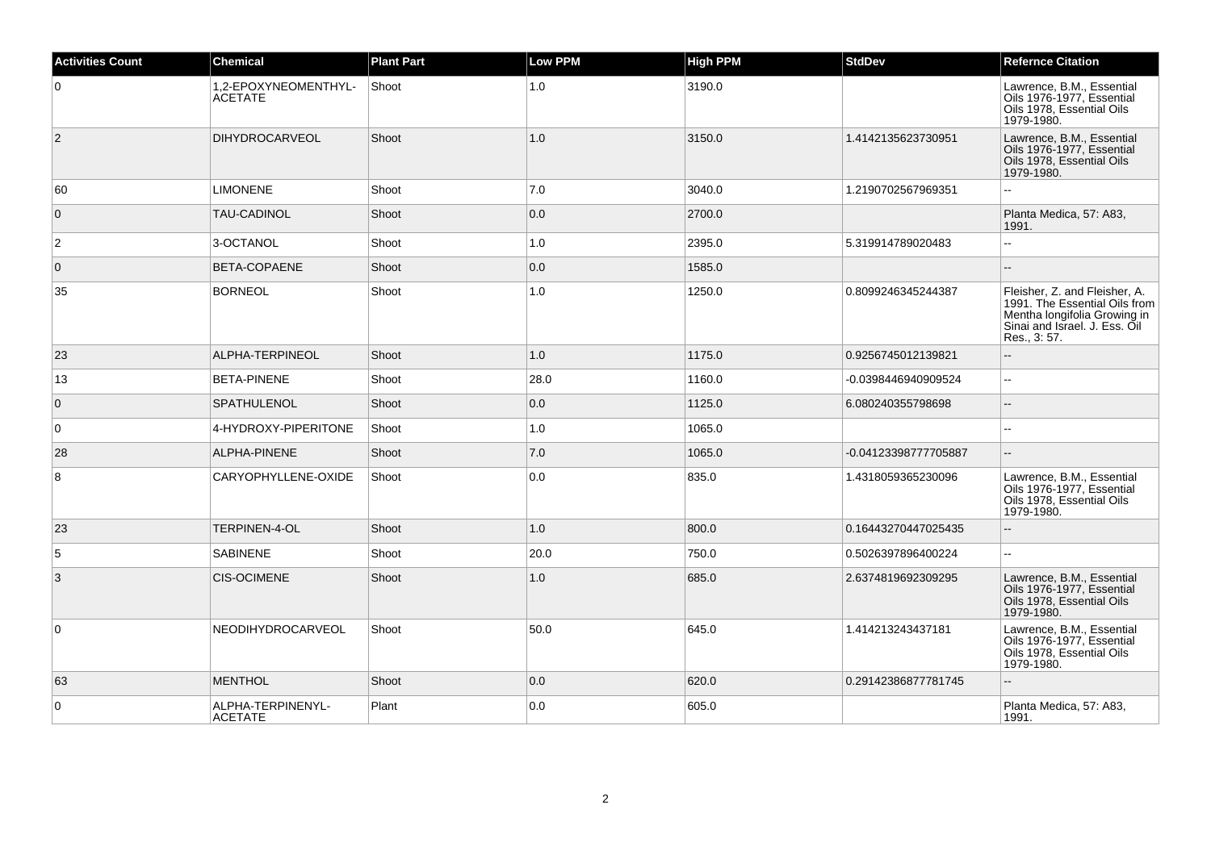| Activities Count | Chemical | Plant Part | Low PPM | High PPM | StdDev | Refernce Citation |
|---|---|---|---|---|---|---|
| 0 | 1,2-EPOXYNEOMENTHYL-ACETATE | Shoot | 1.0 | 3190.0 | | Lawrence, B.M., Essential Oils 1976-1977, Essential Oils 1978, Essential Oils 1979-1980. |
| 2 | DIHYDROCARVEOL | Shoot | 1.0 | 3150.0 | 1.4142135623730951 | Lawrence, B.M., Essential Oils 1976-1977, Essential Oils 1978, Essential Oils 1979-1980. |
| 60 | LIMONENE | Shoot | 7.0 | 3040.0 | 1.2190702567969351 | -- |
| 0 | TAU-CADINOL | Shoot | 0.0 | 2700.0 | | Planta Medica, 57: A83, 1991. |
| 2 | 3-OCTANOL | Shoot | 1.0 | 2395.0 | 5.319914789020483 | -- |
| 0 | BETA-COPAENE | Shoot | 0.0 | 1585.0 | | -- |
| 35 | BORNEOL | Shoot | 1.0 | 1250.0 | 0.8099246345244387 | Fleisher, Z. and Fleisher, A. 1991. The Essential Oils from Mentha longifolia Growing in Sinai and Israel. J. Ess. Oil Res., 3: 57. |
| 23 | ALPHA-TERPINEOL | Shoot | 1.0 | 1175.0 | 0.9256745012139821 | -- |
| 13 | BETA-PINENE | Shoot | 28.0 | 1160.0 | -0.0398446940909524 | -- |
| 0 | SPATHULENOL | Shoot | 0.0 | 1125.0 | 6.080240355798698 | -- |
| 0 | 4-HYDROXY-PIPERITONE | Shoot | 1.0 | 1065.0 | | -- |
| 28 | ALPHA-PINENE | Shoot | 7.0 | 1065.0 | -0.04123398777705887 | -- |
| 8 | CARYOPHYLLENE-OXIDE | Shoot | 0.0 | 835.0 | 1.4318059365230096 | Lawrence, B.M., Essential Oils 1976-1977, Essential Oils 1978, Essential Oils 1979-1980. |
| 23 | TERPINEN-4-OL | Shoot | 1.0 | 800.0 | 0.16443270447025435 | -- |
| 5 | SABINENE | Shoot | 20.0 | 750.0 | 0.5026397896400224 | -- |
| 3 | CIS-OCIMENE | Shoot | 1.0 | 685.0 | 2.6374819692309295 | Lawrence, B.M., Essential Oils 1976-1977, Essential Oils 1978, Essential Oils 1979-1980. |
| 0 | NEODIHYDROCARVEOL | Shoot | 50.0 | 645.0 | 1.414213243437181 | Lawrence, B.M., Essential Oils 1976-1977, Essential Oils 1978, Essential Oils 1979-1980. |
| 63 | MENTHOL | Shoot | 0.0 | 620.0 | 0.29142386877781745 | -- |
| 0 | ALPHA-TERPINENYL-ACETATE | Plant | 0.0 | 605.0 | | Planta Medica, 57: A83, 1991. |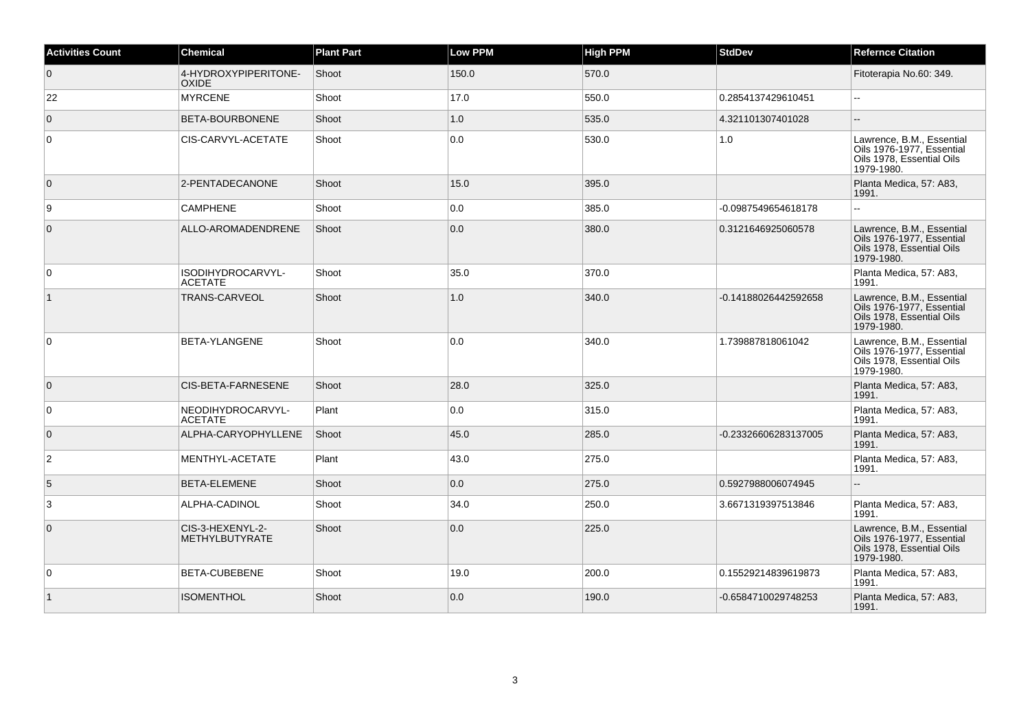| Activities Count | Chemical | Plant Part | Low PPM | High PPM | StdDev | Refernce Citation |
|---|---|---|---|---|---|---|
| 0 | 4-HYDROXYPIPERITONE-OXIDE | Shoot | 150.0 | 570.0 | | Fitoterapia No.60: 349. |
| 22 | MYRCENE | Shoot | 17.0 | 550.0 | 0.2854137429610451 | -- |
| 0 | BETA-BOURBONENE | Shoot | 1.0 | 535.0 | 4.321101307401028 | -- |
| 0 | CIS-CARVYL-ACETATE | Shoot | 0.0 | 530.0 | 1.0 | Lawrence, B.M., Essential Oils 1976-1977, Essential Oils 1978, Essential Oils 1979-1980. |
| 0 | 2-PENTADECANONE | Shoot | 15.0 | 395.0 | | Planta Medica, 57: A83, 1991. |
| 9 | CAMPHENE | Shoot | 0.0 | 385.0 | -0.0987549654618178 | -- |
| 0 | ALLO-AROMADENDRENE | Shoot | 0.0 | 380.0 | 0.3121646925060578 | Lawrence, B.M., Essential Oils 1976-1977, Essential Oils 1978, Essential Oils 1979-1980. |
| 0 | ISODIHYDROCARVYL-ACETATE | Shoot | 35.0 | 370.0 | | Planta Medica, 57: A83, 1991. |
| 1 | TRANS-CARVEOL | Shoot | 1.0 | 340.0 | -0.14188026442592658 | Lawrence, B.M., Essential Oils 1976-1977, Essential Oils 1978, Essential Oils 1979-1980. |
| 0 | BETA-YLANGENE | Shoot | 0.0 | 340.0 | 1.739887818061042 | Lawrence, B.M., Essential Oils 1976-1977, Essential Oils 1978, Essential Oils 1979-1980. |
| 0 | CIS-BETA-FARNESENE | Shoot | 28.0 | 325.0 | | Planta Medica, 57: A83, 1991. |
| 0 | NEODIHYDROCARVYL-ACETATE | Plant | 0.0 | 315.0 | | Planta Medica, 57: A83, 1991. |
| 0 | ALPHA-CARYOPHYLLENE | Shoot | 45.0 | 285.0 | -0.23326606283137005 | Planta Medica, 57: A83, 1991. |
| 2 | MENTHYL-ACETATE | Plant | 43.0 | 275.0 | | Planta Medica, 57: A83, 1991. |
| 5 | BETA-ELEMENE | Shoot | 0.0 | 275.0 | 0.5927988006074945 | -- |
| 3 | ALPHA-CADINOL | Shoot | 34.0 | 250.0 | 3.6671319397513846 | Planta Medica, 57: A83, 1991. |
| 0 | CIS-3-HEXENYL-2-METHYLBUTYRATE | Shoot | 0.0 | 225.0 | | Lawrence, B.M., Essential Oils 1976-1977, Essential Oils 1978, Essential Oils 1979-1980. |
| 0 | BETA-CUBEBENE | Shoot | 19.0 | 200.0 | 0.15529214839619873 | Planta Medica, 57: A83, 1991. |
| 1 | ISOMENTHOL | Shoot | 0.0 | 190.0 | -0.6584710029748253 | Planta Medica, 57: A83, 1991. |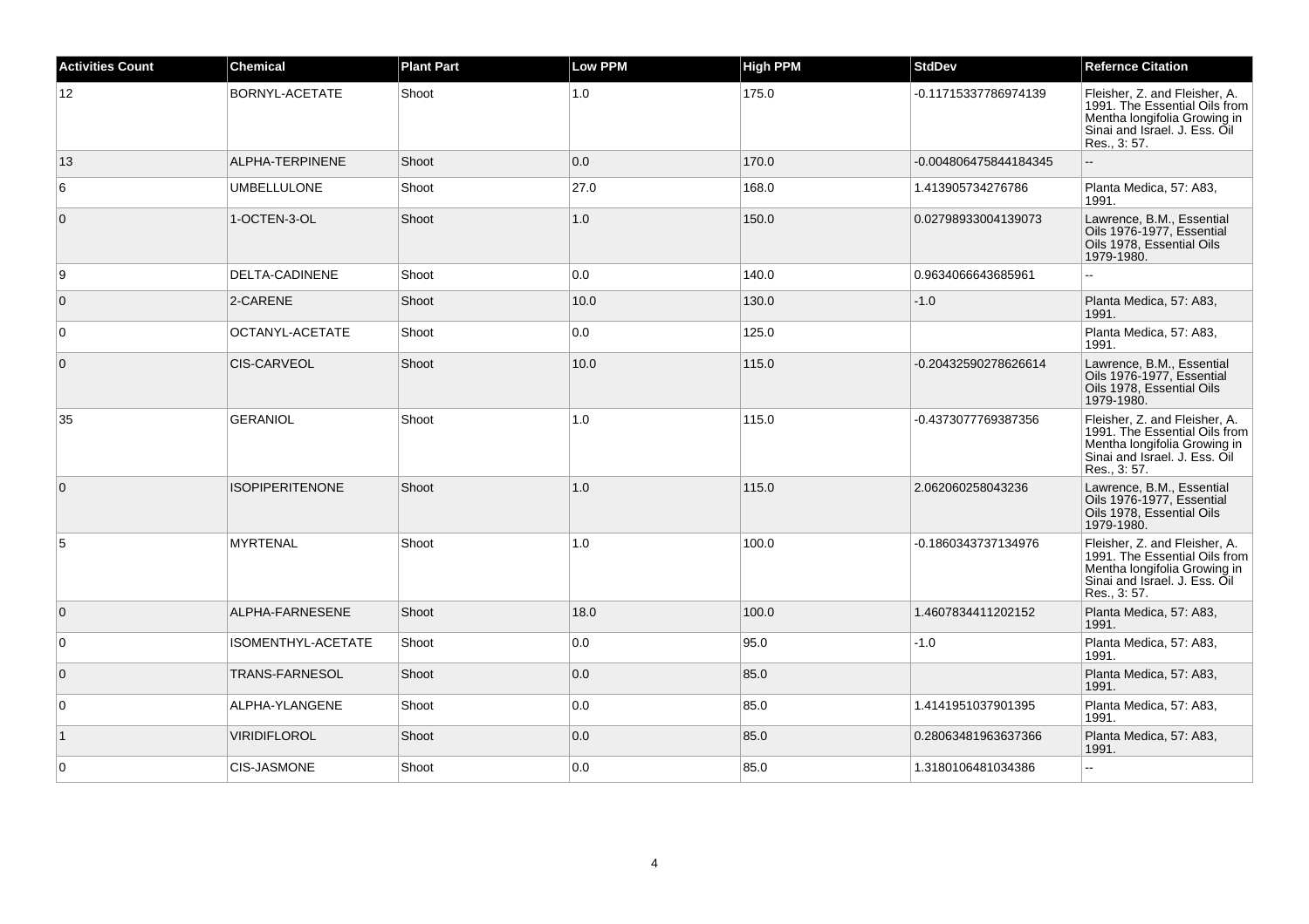| Activities Count | Chemical | Plant Part | Low PPM | High PPM | StdDev | Refernce Citation |
| --- | --- | --- | --- | --- | --- | --- |
| 12 | BORNYL-ACETATE | Shoot | 1.0 | 175.0 | -0.11715337786974139 | Fleisher, Z. and Fleisher, A. 1991. The Essential Oils from Mentha longifolia Growing in Sinai and Israel. J. Ess. Oil Res., 3: 57. |
| 13 | ALPHA-TERPINENE | Shoot | 0.0 | 170.0 | -0.004806475844184345 | -- |
| 6 | UMBELLULONE | Shoot | 27.0 | 168.0 | 1.413905734276786 | Planta Medica, 57: A83, 1991. |
| 0 | 1-OCTEN-3-OL | Shoot | 1.0 | 150.0 | 0.02798933004139073 | Lawrence, B.M., Essential Oils 1976-1977, Essential Oils 1978, Essential Oils 1979-1980. |
| 9 | DELTA-CADINENE | Shoot | 0.0 | 140.0 | 0.9634066643685961 | -- |
| 0 | 2-CARENE | Shoot | 10.0 | 130.0 | -1.0 | Planta Medica, 57: A83, 1991. |
| 0 | OCTANYL-ACETATE | Shoot | 0.0 | 125.0 | | Planta Medica, 57: A83, 1991. |
| 0 | CIS-CARVEOL | Shoot | 10.0 | 115.0 | -0.20432590278626614 | Lawrence, B.M., Essential Oils 1976-1977, Essential Oils 1978, Essential Oils 1979-1980. |
| 35 | GERANIOL | Shoot | 1.0 | 115.0 | -0.4373077769387356 | Fleisher, Z. and Fleisher, A. 1991. The Essential Oils from Mentha longifolia Growing in Sinai and Israel. J. Ess. Oil Res., 3: 57. |
| 0 | ISOPIPERITENONE | Shoot | 1.0 | 115.0 | 2.062060258043236 | Lawrence, B.M., Essential Oils 1976-1977, Essential Oils 1978, Essential Oils 1979-1980. |
| 5 | MYRTENAL | Shoot | 1.0 | 100.0 | -0.1860343737134976 | Fleisher, Z. and Fleisher, A. 1991. The Essential Oils from Mentha longifolia Growing in Sinai and Israel. J. Ess. Oil Res., 3: 57. |
| 0 | ALPHA-FARNESENE | Shoot | 18.0 | 100.0 | 1.4607834411202152 | Planta Medica, 57: A83, 1991. |
| 0 | ISOMENTHYL-ACETATE | Shoot | 0.0 | 95.0 | -1.0 | Planta Medica, 57: A83, 1991. |
| 0 | TRANS-FARNESOL | Shoot | 0.0 | 85.0 | | Planta Medica, 57: A83, 1991. |
| 0 | ALPHA-YLANGENE | Shoot | 0.0 | 85.0 | 1.4141951037901395 | Planta Medica, 57: A83, 1991. |
| 1 | VIRIDIFLOROL | Shoot | 0.0 | 85.0 | 0.28063481963637366 | Planta Medica, 57: A83, 1991. |
| 0 | CIS-JASMONE | Shoot | 0.0 | 85.0 | 1.3180106481034386 | -- |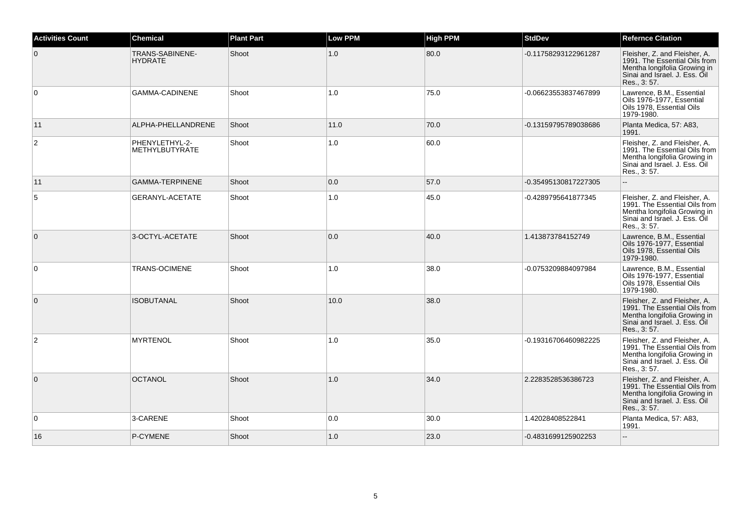| Activities Count | Chemical | Plant Part | Low PPM | High PPM | StdDev | Refernce Citation |
|---|---|---|---|---|---|---|
| 0 | TRANS-SABINENE-HYDRATE | Shoot | 1.0 | 80.0 | -0.11758293122961287 | Fleisher, Z. and Fleisher, A. 1991. The Essential Oils from Mentha longifolia Growing in Sinai and Israel. J. Ess. Oil Res., 3: 57. |
| 0 | GAMMA-CADINENE | Shoot | 1.0 | 75.0 | -0.06623553837467899 | Lawrence, B.M., Essential Oils 1976-1977, Essential Oils 1978, Essential Oils 1979-1980. |
| 11 | ALPHA-PHELLANDRENE | Shoot | 11.0 | 70.0 | -0.13159795789038686 | Planta Medica, 57: A83, 1991. |
| 2 | PHENYLETHYL-2-METHYLBUTYRATE | Shoot | 1.0 | 60.0 | | Fleisher, Z. and Fleisher, A. 1991. The Essential Oils from Mentha longifolia Growing in Sinai and Israel. J. Ess. Oil Res., 3: 57. |
| 11 | GAMMA-TERPINENE | Shoot | 0.0 | 57.0 | -0.35495130817227305 | -- |
| 5 | GERANYL-ACETATE | Shoot | 1.0 | 45.0 | -0.4289795641877345 | Fleisher, Z. and Fleisher, A. 1991. The Essential Oils from Mentha longifolia Growing in Sinai and Israel. J. Ess. Oil Res., 3: 57. |
| 0 | 3-OCTYL-ACETATE | Shoot | 0.0 | 40.0 | 1.413873784152749 | Lawrence, B.M., Essential Oils 1976-1977, Essential Oils 1978, Essential Oils 1979-1980. |
| 0 | TRANS-OCIMENE | Shoot | 1.0 | 38.0 | -0.0753209884097984 | Lawrence, B.M., Essential Oils 1976-1977, Essential Oils 1978, Essential Oils 1979-1980. |
| 0 | ISOBUTANAL | Shoot | 10.0 | 38.0 | | Fleisher, Z. and Fleisher, A. 1991. The Essential Oils from Mentha longifolia Growing in Sinai and Israel. J. Ess. Oil Res., 3: 57. |
| 2 | MYRTENOL | Shoot | 1.0 | 35.0 | -0.19316706460982225 | Fleisher, Z. and Fleisher, A. 1991. The Essential Oils from Mentha longifolia Growing in Sinai and Israel. J. Ess. Oil Res., 3: 57. |
| 0 | OCTANOL | Shoot | 1.0 | 34.0 | 2.2283528536386723 | Fleisher, Z. and Fleisher, A. 1991. The Essential Oils from Mentha longifolia Growing in Sinai and Israel. J. Ess. Oil Res., 3: 57. |
| 0 | 3-CARENE | Shoot | 0.0 | 30.0 | 1.42028408522841 | Planta Medica, 57: A83, 1991. |
| 16 | P-CYMENE | Shoot | 1.0 | 23.0 | -0.4831699125902253 | -- |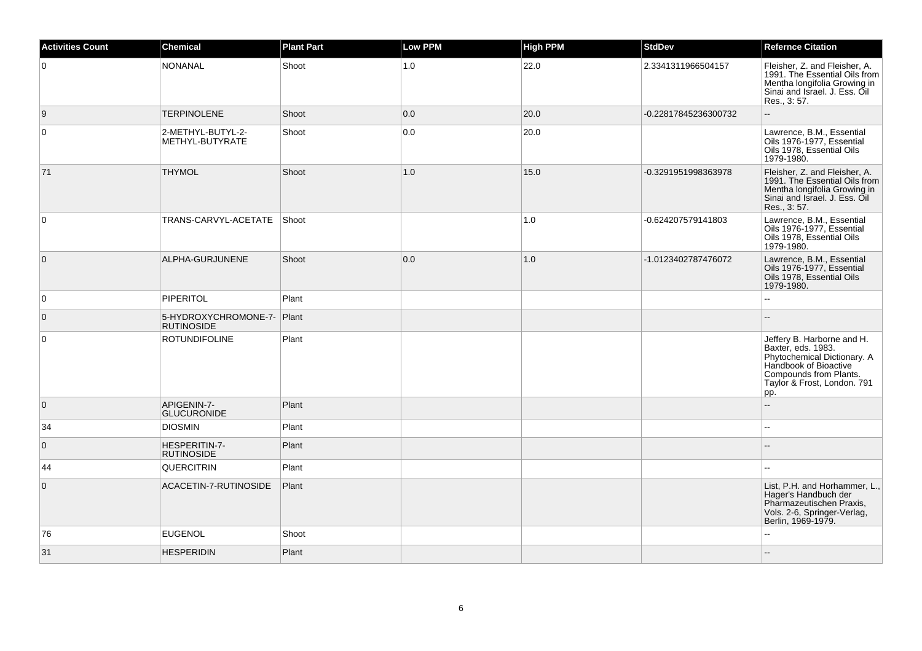| Activities Count | Chemical | Plant Part | Low PPM | High PPM | StdDev | Refernce Citation |
| --- | --- | --- | --- | --- | --- | --- |
| 0 | NONANAL | Shoot | 1.0 | 22.0 | 2.3341311966504157 | Fleisher, Z. and Fleisher, A. 1991. The Essential Oils from Mentha longifolia Growing in Sinai and Israel. J. Ess. Oil Res., 3: 57. |
| 9 | TERPINOLENE | Shoot | 0.0 | 20.0 | -0.22817845236300732 | -- |
| 0 | 2-METHYL-BUTYL-2-METHYL-BUTYRATE | Shoot | 0.0 | 20.0 | | Lawrence, B.M., Essential Oils 1976-1977, Essential Oils 1978, Essential Oils 1979-1980. |
| 71 | THYMOL | Shoot | 1.0 | 15.0 | -0.3291951998363978 | Fleisher, Z. and Fleisher, A. 1991. The Essential Oils from Mentha longifolia Growing in Sinai and Israel. J. Ess. Oil Res., 3: 57. |
| 0 | TRANS-CARVYL-ACETATE | Shoot | | 1.0 | -0.624207579141803 | Lawrence, B.M., Essential Oils 1976-1977, Essential Oils 1978, Essential Oils 1979-1980. |
| 0 | ALPHA-GURJUNENE | Shoot | 0.0 | 1.0 | -1.0123402787476072 | Lawrence, B.M., Essential Oils 1976-1977, Essential Oils 1978, Essential Oils 1979-1980. |
| 0 | PIPERITOL | Plant | | | | -- |
| 0 | 5-HYDROXYCHROMONE-7-RUTINOSIDE | Plant | | | | -- |
| 0 | ROTUNDIFOLINE | Plant | | | | Jeffery B. Harborne and H. Baxter, eds. 1983. Phytochemical Dictionary. A Handbook of Bioactive Compounds from Plants. Taylor & Frost, London. 791 pp. |
| 0 | APIGENIN-7-GLUCURONIDE | Plant | | | | -- |
| 34 | DIOSMIN | Plant | | | | -- |
| 0 | HESPERITIN-7-RUTINOSIDE | Plant | | | | -- |
| 44 | QUERCITRIN | Plant | | | | -- |
| 0 | ACACETIN-7-RUTINOSIDE | Plant | | | | List, P.H. and Horhammer, L., Hager's Handbuch der Pharmazeutischen Praxis, Vols. 2-6, Springer-Verlag, Berlin, 1969-1979. |
| 76 | EUGENOL | Shoot | | | | -- |
| 31 | HESPERIDIN | Plant | | | | -- |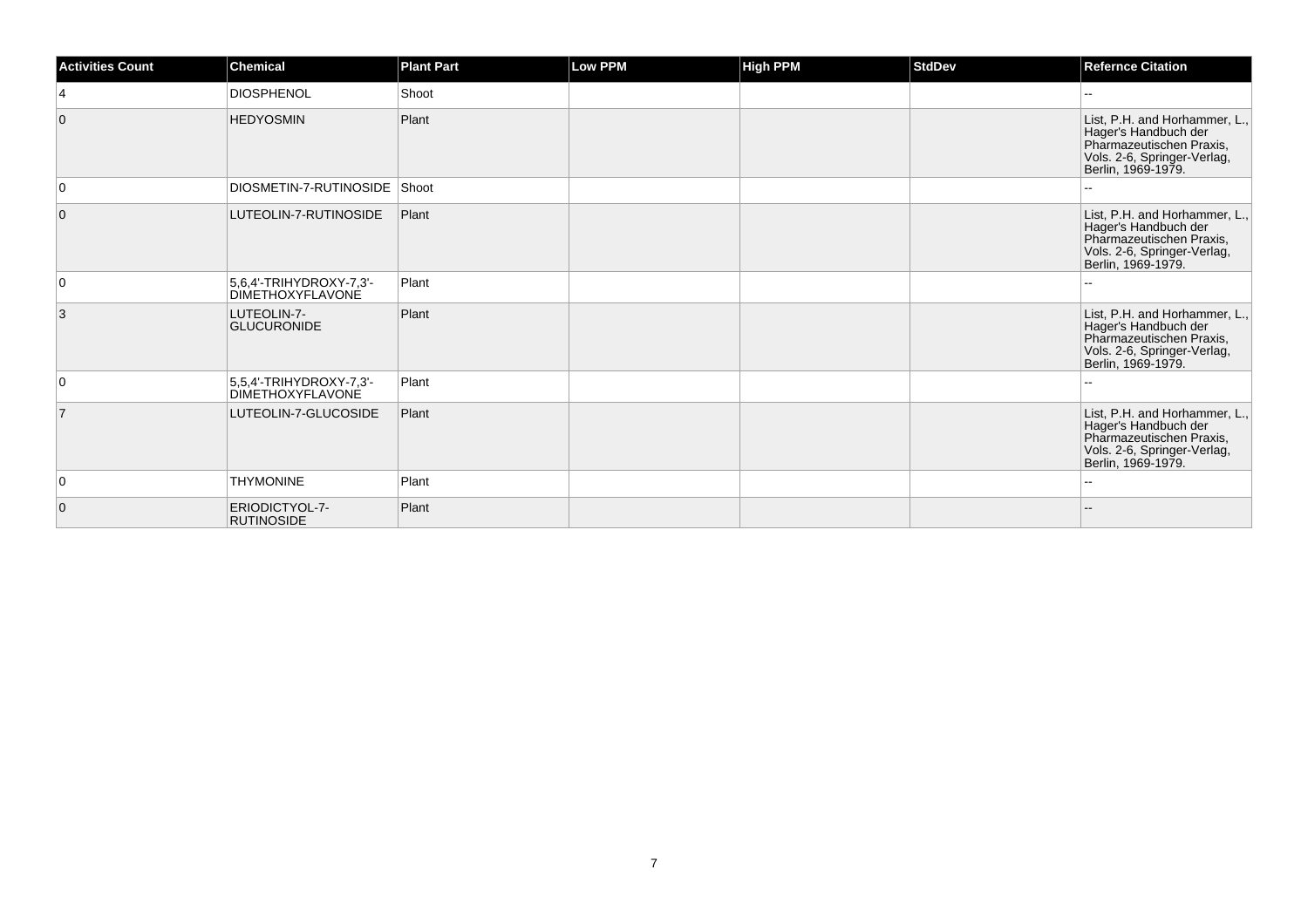| Activities Count | Chemical | Plant Part | Low PPM | High PPM | StdDev | Refernce Citation |
|---|---|---|---|---|---|---|
| 4 | DIOSPHENOL | Shoot | | | | -- |
| 0 | HEDYOSMIN | Plant | | | | List, P.H. and Horhammer, L., Hager's Handbuch der Pharmazeutischen Praxis, Vols. 2-6, Springer-Verlag, Berlin, 1969-1979. |
| 0 | DIOSMETIN-7-RUTINOSIDE | Shoot | | | | -- |
| 0 | LUTEOLIN-7-RUTINOSIDE | Plant | | | | List, P.H. and Horhammer, L., Hager's Handbuch der Pharmazeutischen Praxis, Vols. 2-6, Springer-Verlag, Berlin, 1969-1979. |
| 0 | 5,6,4'-TRIHYDROXY-7,3'-DIMETHOXYFLAVONE | Plant | | | | -- |
| 3 | LUTEOLIN-7-GLUCURONIDE | Plant | | | | List, P.H. and Horhammer, L., Hager's Handbuch der Pharmazeutischen Praxis, Vols. 2-6, Springer-Verlag, Berlin, 1969-1979. |
| 0 | 5,5,4'-TRIHYDROXY-7,3'-DIMETHOXYFLAVONE | Plant | | | | -- |
| 7 | LUTEOLIN-7-GLUCOSIDE | Plant | | | | List, P.H. and Horhammer, L., Hager's Handbuch der Pharmazeutischen Praxis, Vols. 2-6, Springer-Verlag, Berlin, 1969-1979. |
| 0 | THYMONINE | Plant | | | | -- |
| 0 | ERIODICTYOL-7-RUTINOSIDE | Plant | | | | -- |